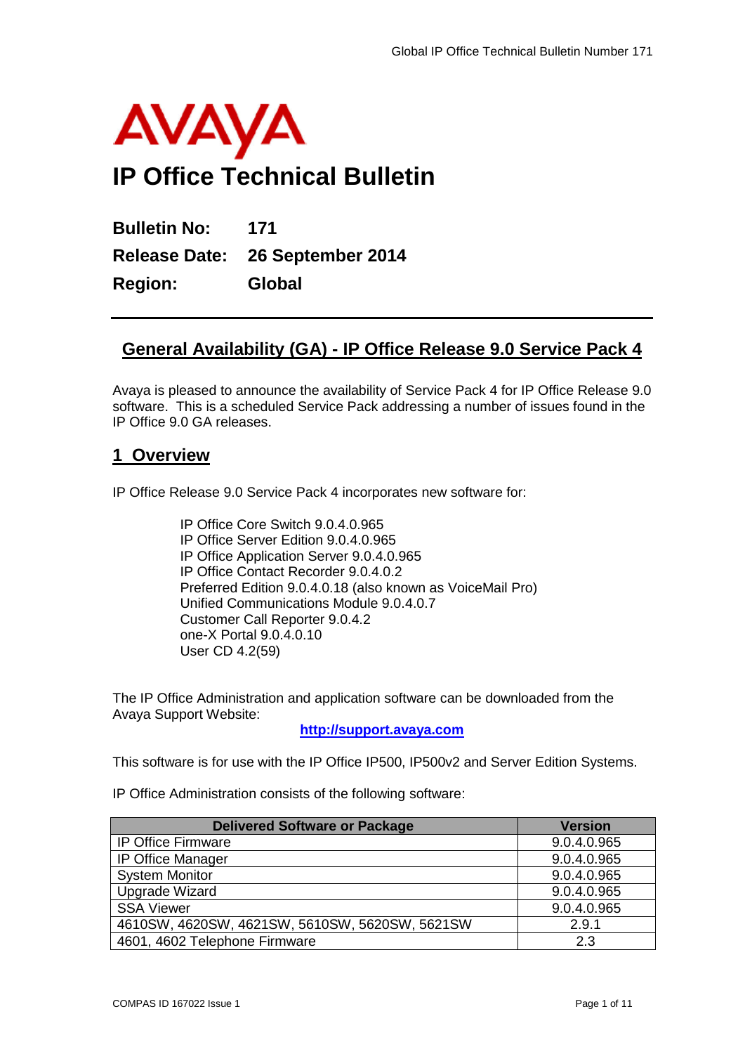AVAYA

# IP Office Technical Bulletin

**Bulletin No: 171**

**Release Date: 26 September 2014**

**Region: Global**

---

## General Availability (GA) - IP Office Release 9.0 Service Pack 4

Avaya is pleased to announce the availability of Service Pack 4 for IP Office Release 9.0 software. This is a scheduled Service Pack addressing a number of issues found in the IP Office 9.0 GA releases.

## 1 Overview

IP Office Release 9.0 Service Pack 4 incorporates new software for:

IP Office Core Switch 9.0.4.0.965
IP Office Server Edition 9.0.4.0.965
IP Office Application Server 9.0.4.0.965
IP Office Contact Recorder 9.0.4.0.2
Preferred Edition 9.0.4.0.18 (also known as VoiceMail Pro)
Unified Communications Module 9.0.4.0.7
Customer Call Reporter 9.0.4.2
one-X Portal 9.0.4.0.10
User CD 4.2(59)

The IP Office Administration and application software can be downloaded from the Avaya Support Website:

**http://support.avaya.com**

This software is for use with the IP Office IP500, IP500v2 and Server Edition Systems.

IP Office Administration consists of the following software:

| Delivered Software or Package | Version |
|---|---|
| IP Office Firmware | 9.0.4.0.965 |
| IP Office Manager | 9.0.4.0.965 |
| System Monitor | 9.0.4.0.965 |
| Upgrade Wizard | 9.0.4.0.965 |
| SSA Viewer | 9.0.4.0.965 |
| 4610SW, 4620SW, 4621SW, 5610SW, 5620SW, 5621SW | 2.9.1 |
| 4601, 4602 Telephone Firmware | 2.3 |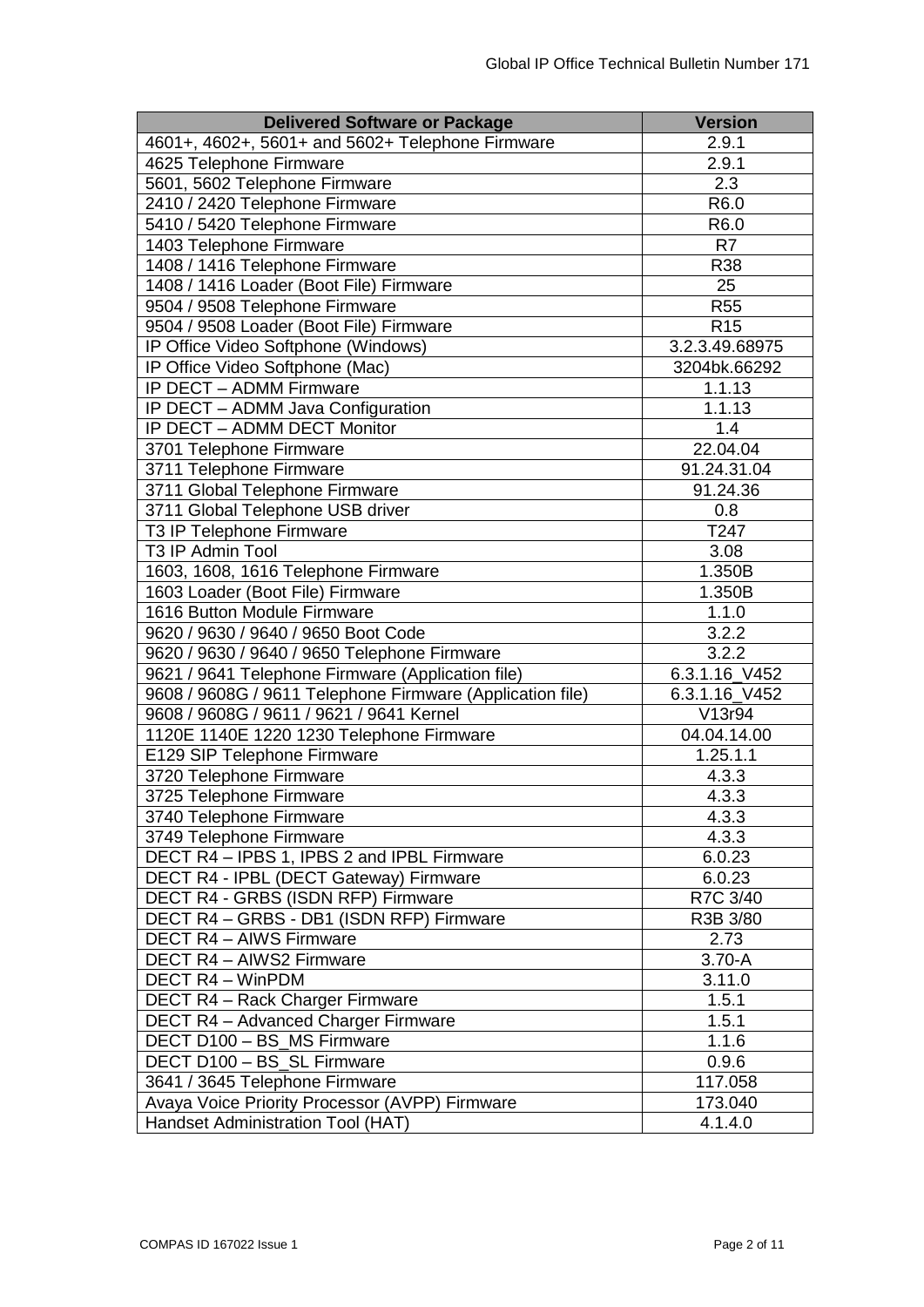| Delivered Software or Package | Version |
|---|---|
| 4601+, 4602+, 5601+ and 5602+ Telephone Firmware | 2.9.1 |
| 4625 Telephone Firmware | 2.9.1 |
| 5601, 5602 Telephone Firmware | 2.3 |
| 2410 / 2420 Telephone Firmware | R6.0 |
| 5410 / 5420 Telephone Firmware | R6.0 |
| 1403 Telephone Firmware | R7 |
| 1408 / 1416 Telephone Firmware | R38 |
| 1408 / 1416 Loader (Boot File) Firmware | 25 |
| 9504 / 9508 Telephone Firmware | R55 |
| 9504 / 9508 Loader (Boot File) Firmware | R15 |
| IP Office Video Softphone (Windows) | 3.2.3.49.68975 |
| IP Office Video Softphone (Mac) | 3204bk.66292 |
| IP DECT – ADMM Firmware | 1.1.13 |
| IP DECT – ADMM Java Configuration | 1.1.13 |
| IP DECT – ADMM DECT Monitor | 1.4 |
| 3701 Telephone Firmware | 22.04.04 |
| 3711 Telephone Firmware | 91.24.31.04 |
| 3711 Global Telephone Firmware | 91.24.36 |
| 3711 Global Telephone USB driver | 0.8 |
| T3 IP Telephone Firmware | T247 |
| T3 IP Admin Tool | 3.08 |
| 1603, 1608, 1616 Telephone Firmware | 1.350B |
| 1603 Loader (Boot File) Firmware | 1.350B |
| 1616 Button Module Firmware | 1.1.0 |
| 9620 / 9630 / 9640 / 9650 Boot Code | 3.2.2 |
| 9620 / 9630 / 9640 / 9650 Telephone Firmware | 3.2.2 |
| 9621 / 9641 Telephone Firmware (Application file) | 6.3.1.16_V452 |
| 9608 / 9608G / 9611 Telephone Firmware (Application file) | 6.3.1.16_V452 |
| 9608 / 9608G / 9611 / 9621 / 9641 Kernel | V13r94 |
| 1120E 1140E 1220 1230 Telephone Firmware | 04.04.14.00 |
| E129 SIP Telephone Firmware | 1.25.1.1 |
| 3720 Telephone Firmware | 4.3.3 |
| 3725 Telephone Firmware | 4.3.3 |
| 3740 Telephone Firmware | 4.3.3 |
| 3749 Telephone Firmware | 4.3.3 |
| DECT R4 – IPBS 1, IPBS 2 and IPBL Firmware | 6.0.23 |
| DECT R4 - IPBL (DECT Gateway) Firmware | 6.0.23 |
| DECT R4 - GRBS (ISDN RFP) Firmware | R7C 3/40 |
| DECT R4 – GRBS - DB1 (ISDN RFP) Firmware | R3B 3/80 |
| DECT R4 – AIWS Firmware | 2.73 |
| DECT R4 – AIWS2 Firmware | 3.70-A |
| DECT R4 – WinPDM | 3.11.0 |
| DECT R4 – Rack Charger Firmware | 1.5.1 |
| DECT R4 – Advanced Charger Firmware | 1.5.1 |
| DECT D100 – BS_MS Firmware | 1.1.6 |
| DECT D100 – BS_SL Firmware | 0.9.6 |
| 3641 / 3645 Telephone Firmware | 117.058 |
| Avaya Voice Priority Processor (AVPP) Firmware | 173.040 |
| Handset Administration Tool (HAT) | 4.1.4.0 |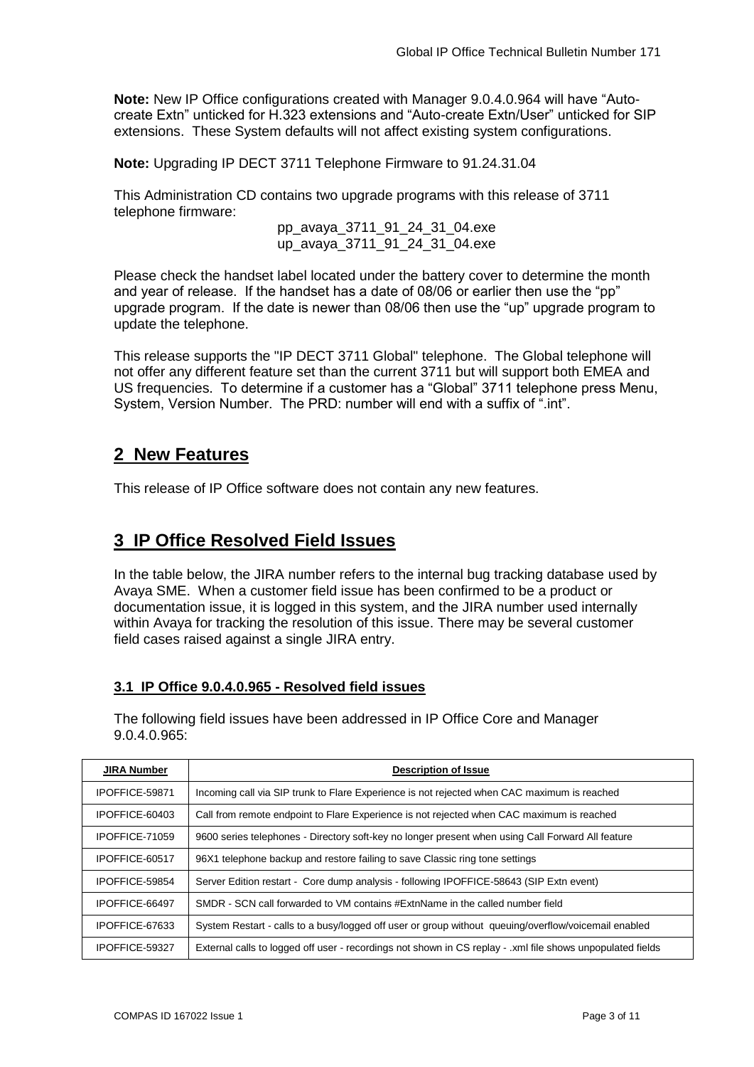**Note:** New IP Office configurations created with Manager 9.0.4.0.964 will have “Auto-create Extn” unticked for H.323 extensions and “Auto-create Extn/User” unticked for SIP extensions. These System defaults will not affect existing system configurations.

**Note:** Upgrading IP DECT 3711 Telephone Firmware to 91.24.31.04

This Administration CD contains two upgrade programs with this release of 3711 telephone firmware:

pp_avaya_3711_91_24_31_04.exe
up_avaya_3711_91_24_31_04.exe

Please check the handset label located under the battery cover to determine the month and year of release. If the handset has a date of 08/06 or earlier then use the “pp” upgrade program. If the date is newer than 08/06 then use the “up” upgrade program to update the telephone.

This release supports the "IP DECT 3711 Global" telephone. The Global telephone will not offer any different feature set than the current 3711 but will support both EMEA and US frequencies. To determine if a customer has a “Global” 3711 telephone press Menu, System, Version Number. The PRD: number will end with a suffix of “.int”.

## 2 New Features

This release of IP Office software does not contain any new features.

## 3 IP Office Resolved Field Issues

In the table below, the JIRA number refers to the internal bug tracking database used by Avaya SME. When a customer field issue has been confirmed to be a product or documentation issue, it is logged in this system, and the JIRA number used internally within Avaya for tracking the resolution of this issue. There may be several customer field cases raised against a single JIRA entry.

### 3.1 IP Office 9.0.4.0.965 - Resolved field issues

The following field issues have been addressed in IP Office Core and Manager 9.0.4.0.965:

| JIRA Number | Description of Issue |
|---|---|
| IPOFFICE-59871 | Incoming call via SIP trunk to Flare Experience is not rejected when CAC maximum is reached |
| IPOFFICE-60403 | Call from remote endpoint to Flare Experience is not rejected when CAC maximum is reached |
| IPOFFICE-71059 | 9600 series telephones - Directory soft-key no longer present when using Call Forward All feature |
| IPOFFICE-60517 | 96X1 telephone backup and restore failing to save Classic ring tone settings |
| IPOFFICE-59854 | Server Edition restart - Core dump analysis - following IPOFFICE-58643 (SIP Extn event) |
| IPOFFICE-66497 | SMDR - SCN call forwarded to VM contains #ExtnName in the called number field |
| IPOFFICE-67633 | System Restart - calls to a busy/logged off user or group without queuing/overflow/voicemail enabled |
| IPOFFICE-59327 | External calls to logged off user - recordings not shown in CS replay - .xml file shows unpopulated fields |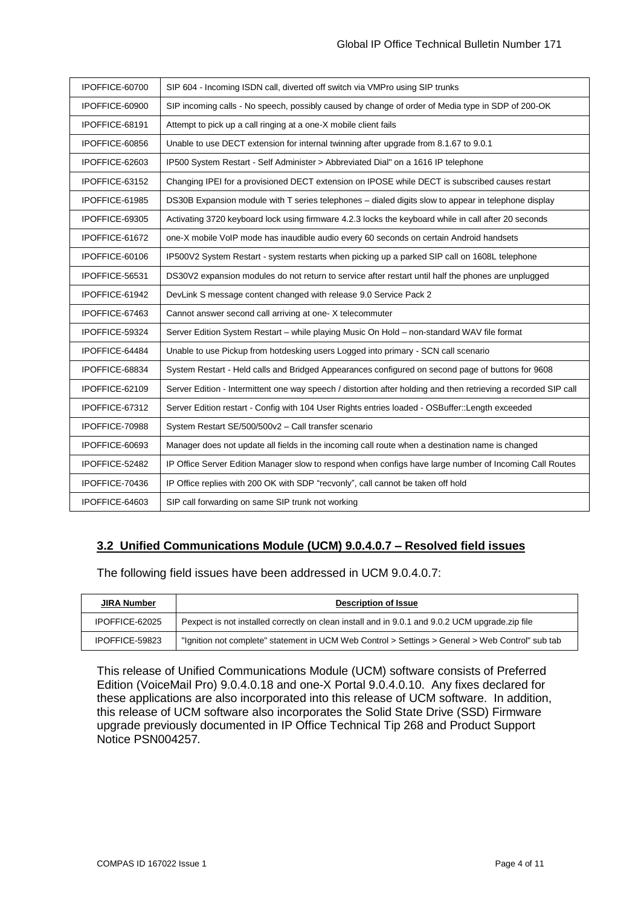| | |
|---|---|
| IPOFFICE-60700 | SIP 604 - Incoming ISDN call, diverted off switch via VMPro using SIP trunks |
| IPOFFICE-60900 | SIP incoming calls - No speech, possibly caused by change of order of Media type in SDP of 200-OK |
| IPOFFICE-68191 | Attempt to pick up a call ringing at a one-X mobile client fails |
| IPOFFICE-60856 | Unable to use DECT extension for internal twinning after upgrade from 8.1.67 to 9.0.1 |
| IPOFFICE-62603 | IP500 System Restart - Self Administer > Abbreviated Dial" on a 1616 IP telephone |
| IPOFFICE-63152 | Changing IPEI for a provisioned DECT extension on IPOSE while DECT is subscribed causes restart |
| IPOFFICE-61985 | DS30B Expansion module with T series telephones – dialed digits slow to appear in telephone display |
| IPOFFICE-69305 | Activating 3720 keyboard lock using firmware 4.2.3 locks the keyboard while in call after 20 seconds |
| IPOFFICE-61672 | one-X mobile VoIP mode has inaudible audio every 60 seconds on certain Android handsets |
| IPOFFICE-60106 | IP500V2 System Restart - system restarts when picking up a parked SIP call on 1608L telephone |
| IPOFFICE-56531 | DS30V2 expansion modules do not return to service after restart until half the phones are unplugged |
| IPOFFICE-61942 | DevLink S message content changed with release 9.0 Service Pack 2 |
| IPOFFICE-67463 | Cannot answer second call arriving at one- X telecommuter |
| IPOFFICE-59324 | Server Edition System Restart – while playing Music On Hold – non-standard WAV file format |
| IPOFFICE-64484 | Unable to use Pickup from hotdesking users Logged into primary - SCN call scenario |
| IPOFFICE-68834 | System Restart - Held calls and Bridged Appearances configured on second page of buttons for 9608 |
| IPOFFICE-62109 | Server Edition - Intermittent one way speech / distortion after holding and then retrieving a recorded SIP call |
| IPOFFICE-67312 | Server Edition restart - Config with 104 User Rights entries loaded - OSBuffer::Length exceeded |
| IPOFFICE-70988 | System Restart SE/500/500v2 – Call transfer scenario |
| IPOFFICE-60693 | Manager does not update all fields in the incoming call route when a destination name is changed |
| IPOFFICE-52482 | IP Office Server Edition Manager slow to respond when configs have large number of Incoming Call Routes |
| IPOFFICE-70436 | IP Office replies with 200 OK with SDP "recvonly", call cannot be taken off hold |
| IPOFFICE-64603 | SIP call forwarding on same SIP trunk not working |

## 3.2 Unified Communications Module (UCM) 9.0.4.0.7 – Resolved field issues

The following field issues have been addressed in UCM 9.0.4.0.7:

| JIRA Number | Description of Issue |
|---|---|
| IPOFFICE-62025 | Pexpect is not installed correctly on clean install and in 9.0.1 and 9.0.2 UCM upgrade.zip file |
| IPOFFICE-59823 | "Ignition not complete" statement in UCM Web Control > Settings > General > Web Control" sub tab |

This release of Unified Communications Module (UCM) software consists of Preferred Edition (VoiceMail Pro) 9.0.4.0.18 and one-X Portal 9.0.4.0.10. Any fixes declared for these applications are also incorporated into this release of UCM software. In addition, this release of UCM software also incorporates the Solid State Drive (SSD) Firmware upgrade previously documented in IP Office Technical Tip 268 and Product Support Notice PSN004257.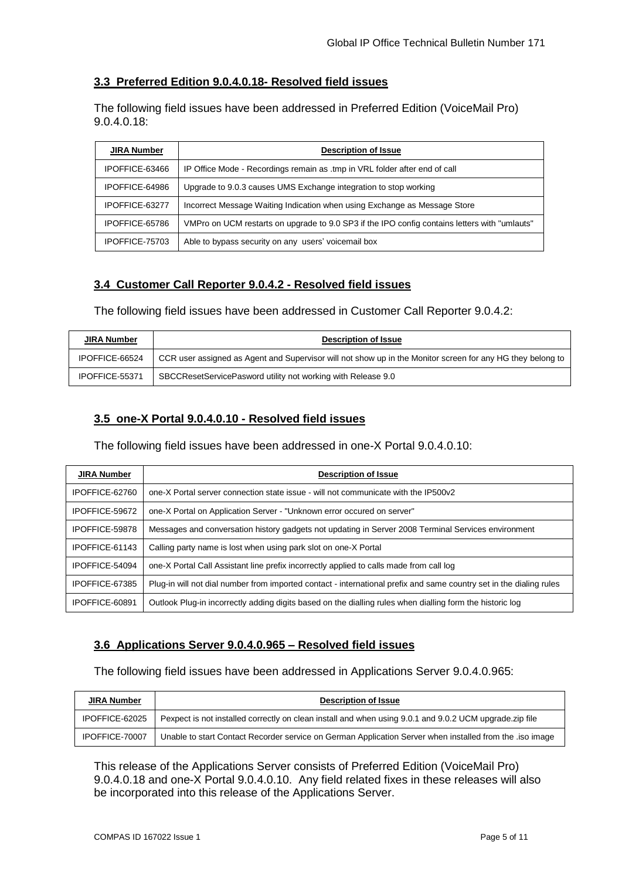### 3.3 Preferred Edition 9.0.4.0.18- Resolved field issues

The following field issues have been addressed in Preferred Edition (VoiceMail Pro) 9.0.4.0.18:

| JIRA Number | Description of Issue |
|---|---|
| IPOFFICE-63466 | IP Office Mode - Recordings remain as .tmp in VRL folder after end of call |
| IPOFFICE-64986 | Upgrade to 9.0.3 causes UMS Exchange integration to stop working |
| IPOFFICE-63277 | Incorrect Message Waiting Indication when using Exchange as Message Store |
| IPOFFICE-65786 | VMPro on UCM restarts on upgrade to 9.0 SP3 if the IPO config contains letters with "umlauts" |
| IPOFFICE-75703 | Able to bypass security on any users' voicemail box |

### 3.4 Customer Call Reporter 9.0.4.2 - Resolved field issues

The following field issues have been addressed in Customer Call Reporter 9.0.4.2:

| JIRA Number | Description of Issue |
|---|---|
| IPOFFICE-66524 | CCR user assigned as Agent and Supervisor will not show up in the Monitor screen for any HG they belong to |
| IPOFFICE-55371 | SBCCResetServicePasword utility not working with Release 9.0 |

### 3.5 one-X Portal 9.0.4.0.10 - Resolved field issues

The following field issues have been addressed in one-X Portal 9.0.4.0.10:

| JIRA Number | Description of Issue |
|---|---|
| IPOFFICE-62760 | one-X Portal server connection state issue - will not communicate with the IP500v2 |
| IPOFFICE-59672 | one-X Portal on Application Server - "Unknown error occured on server" |
| IPOFFICE-59878 | Messages and conversation history gadgets not updating in Server 2008 Terminal Services environment |
| IPOFFICE-61143 | Calling party name is lost when using park slot on one-X Portal |
| IPOFFICE-54094 | one-X Portal Call Assistant line prefix incorrectly applied to calls made from call log |
| IPOFFICE-67385 | Plug-in will not dial number from imported contact - international prefix and same country set in the dialing rules |
| IPOFFICE-60891 | Outlook Plug-in incorrectly adding digits based on the dialling rules when dialling form the historic log |

### 3.6 Applications Server 9.0.4.0.965 – Resolved field issues

The following field issues have been addressed in Applications Server 9.0.4.0.965:

| JIRA Number | Description of Issue |
|---|---|
| IPOFFICE-62025 | Pexpect is not installed correctly on clean install and when using 9.0.1 and 9.0.2 UCM upgrade.zip file |
| IPOFFICE-70007 | Unable to start Contact Recorder service on German Application Server when installed from the .iso image |

This release of the Applications Server consists of Preferred Edition (VoiceMail Pro) 9.0.4.0.18 and one-X Portal 9.0.4.0.10. Any field related fixes in these releases will also be incorporated into this release of the Applications Server.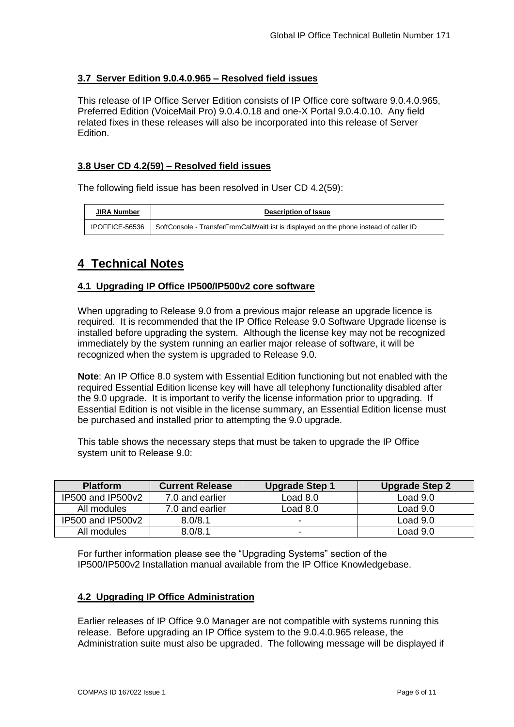### 3.7 Server Edition 9.0.4.0.965 – Resolved field issues

This release of IP Office Server Edition consists of IP Office core software 9.0.4.0.965, Preferred Edition (VoiceMail Pro) 9.0.4.0.18 and one-X Portal 9.0.4.0.10. Any field related fixes in these releases will also be incorporated into this release of Server Edition.

### 3.8 User CD 4.2(59) – Resolved field issues

The following field issue has been resolved in User CD 4.2(59):

| JIRA Number | Description of Issue |
|---|---|
| IPOFFICE-56536 | SoftConsole - TransferFromCallWaitList is displayed on the phone instead of caller ID |

## 4 Technical Notes

### 4.1 Upgrading IP Office IP500/IP500v2 core software

When upgrading to Release 9.0 from a previous major release an upgrade licence is required. It is recommended that the IP Office Release 9.0 Software Upgrade license is installed before upgrading the system. Although the license key may not be recognized immediately by the system running an earlier major release of software, it will be recognized when the system is upgraded to Release 9.0.

**Note**: An IP Office 8.0 system with Essential Edition functioning but not enabled with the required Essential Edition license key will have all telephony functionality disabled after the 9.0 upgrade. It is important to verify the license information prior to upgrading. If Essential Edition is not visible in the license summary, an Essential Edition license must be purchased and installed prior to attempting the 9.0 upgrade.

This table shows the necessary steps that must be taken to upgrade the IP Office system unit to Release 9.0:

| Platform | Current Release | Upgrade Step 1 | Upgrade Step 2 |
|---|---|---|---|
| IP500 and IP500v2 | 7.0 and earlier | Load 8.0 | Load 9.0 |
| All modules | 7.0 and earlier | Load 8.0 | Load 9.0 |
| IP500 and IP500v2 | 8.0/8.1 | - | Load 9.0 |
| All modules | 8.0/8.1 | - | Load 9.0 |

For further information please see the "Upgrading Systems" section of the IP500/IP500v2 Installation manual available from the IP Office Knowledgebase.

### 4.2 Upgrading IP Office Administration

Earlier releases of IP Office 9.0 Manager are not compatible with systems running this release. Before upgrading an IP Office system to the 9.0.4.0.965 release, the Administration suite must also be upgraded. The following message will be displayed if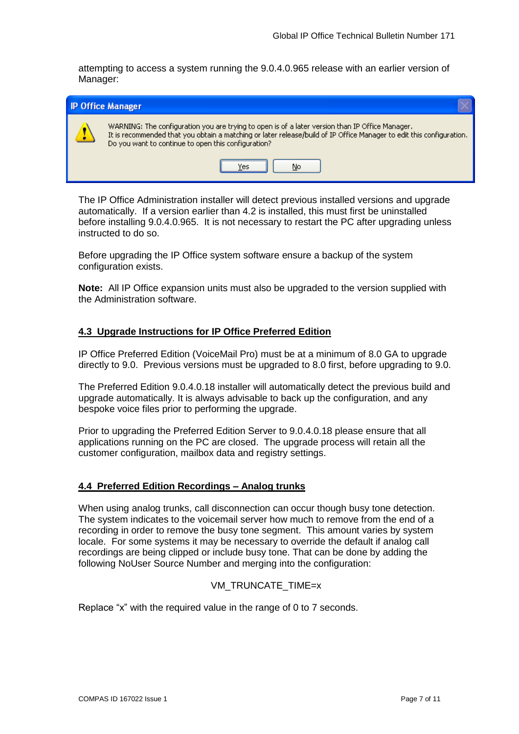attempting to access a system running the 9.0.4.0.965 release with an earlier version of Manager:

The IP Office Administration installer will detect previous installed versions and upgrade automatically. If a version earlier than 4.2 is installed, this must first be uninstalled before installing 9.0.4.0.965. It is not necessary to restart the PC after upgrading unless instructed to do so.

Before upgrading the IP Office system software ensure a backup of the system configuration exists.

**Note:** All IP Office expansion units must also be upgraded to the version supplied with the Administration software.

## 4.3 Upgrade Instructions for IP Office Preferred Edition

IP Office Preferred Edition (VoiceMail Pro) must be at a minimum of 8.0 GA to upgrade directly to 9.0. Previous versions must be upgraded to 8.0 first, before upgrading to 9.0.

The Preferred Edition 9.0.4.0.18 installer will automatically detect the previous build and upgrade automatically. It is always advisable to back up the configuration, and any bespoke voice files prior to performing the upgrade.

Prior to upgrading the Preferred Edition Server to 9.0.4.0.18 please ensure that all applications running on the PC are closed. The upgrade process will retain all the customer configuration, mailbox data and registry settings.

## 4.4 Preferred Edition Recordings – Analog trunks

When using analog trunks, call disconnection can occur though busy tone detection. The system indicates to the voicemail server how much to remove from the end of a recording in order to remove the busy tone segment. This amount varies by system locale. For some systems it may be necessary to override the default if analog call recordings are being clipped or include busy tone. That can be done by adding the following NoUser Source Number and merging into the configuration:

VM_TRUNCATE_TIME=x

Replace "x" with the required value in the range of 0 to 7 seconds.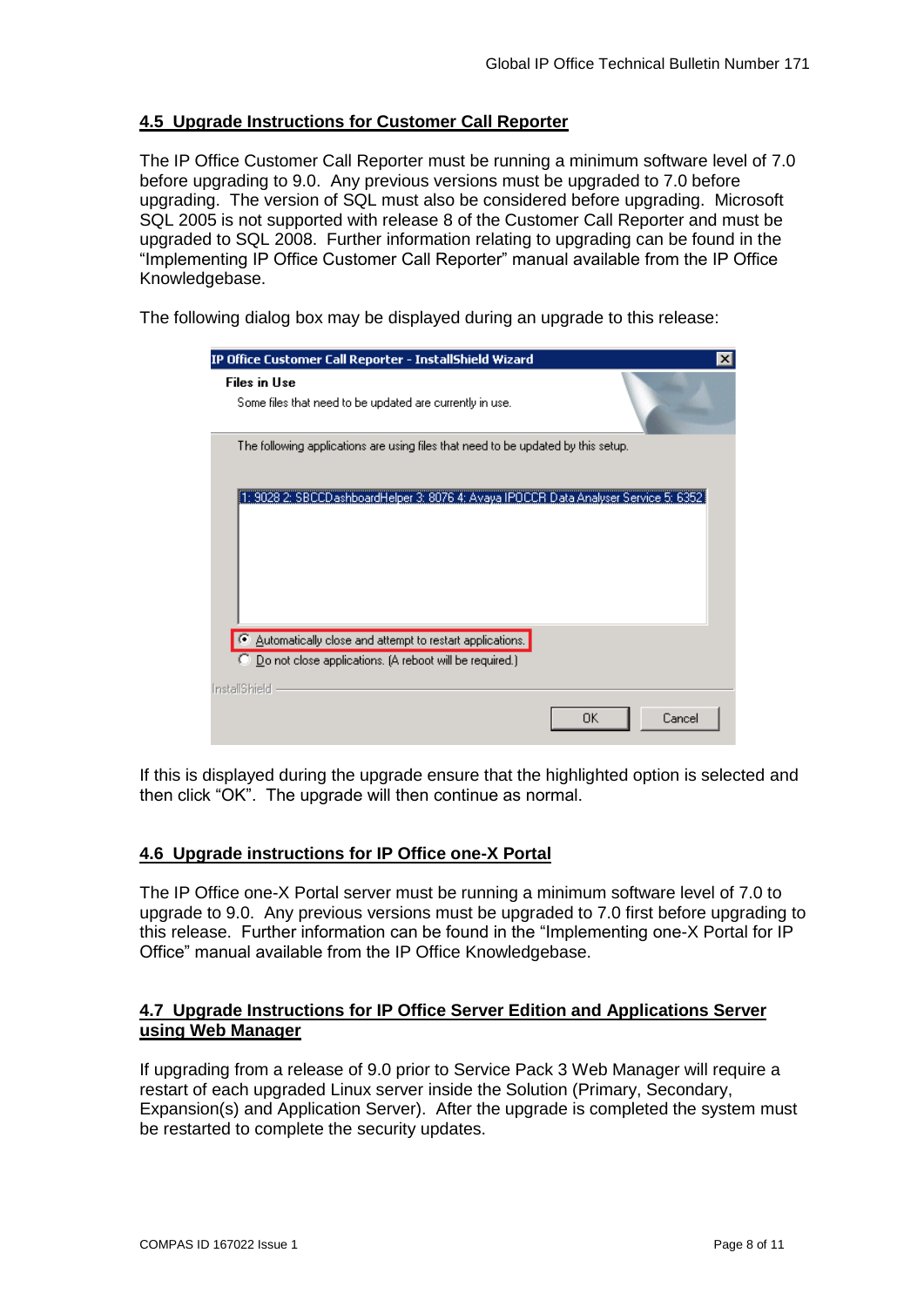## 4.5 Upgrade Instructions for Customer Call Reporter

The IP Office Customer Call Reporter must be running a minimum software level of 7.0 before upgrading to 9.0. Any previous versions must be upgraded to 7.0 before upgrading. The version of SQL must also be considered before upgrading. Microsoft SQL 2005 is not supported with release 8 of the Customer Call Reporter and must be upgraded to SQL 2008. Further information relating to upgrading can be found in the "Implementing IP Office Customer Call Reporter" manual available from the IP Office Knowledgebase.

The following dialog box may be displayed during an upgrade to this release:

If this is displayed during the upgrade ensure that the highlighted option is selected and then click "OK". The upgrade will then continue as normal.

## 4.6 Upgrade instructions for IP Office one-X Portal

The IP Office one-X Portal server must be running a minimum software level of 7.0 to upgrade to 9.0. Any previous versions must be upgraded to 7.0 first before upgrading to this release. Further information can be found in the "Implementing one-X Portal for IP Office" manual available from the IP Office Knowledgebase.

## 4.7 Upgrade Instructions for IP Office Server Edition and Applications Server using Web Manager

If upgrading from a release of 9.0 prior to Service Pack 3 Web Manager will require a restart of each upgraded Linux server inside the Solution (Primary, Secondary, Expansion(s) and Application Server). After the upgrade is completed the system must be restarted to complete the security updates.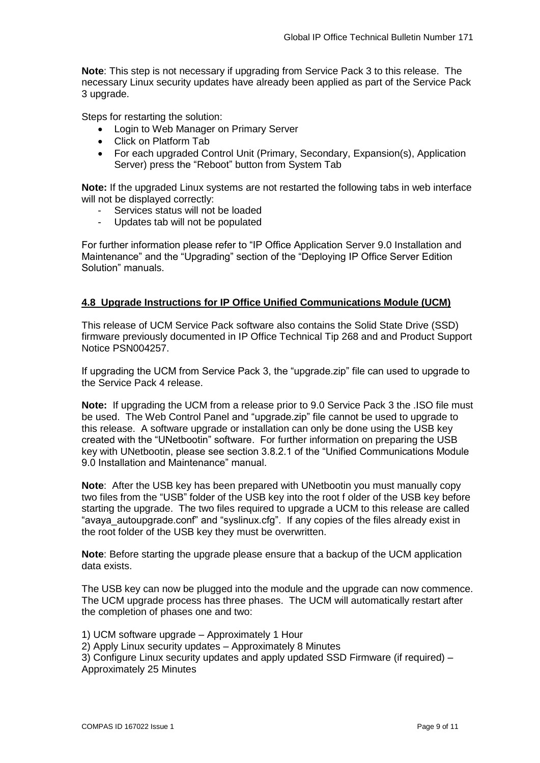**Note**: This step is not necessary if upgrading from Service Pack 3 to this release. The necessary Linux security updates have already been applied as part of the Service Pack 3 upgrade.

Steps for restarting the solution:

- Login to Web Manager on Primary Server
- Click on Platform Tab
- For each upgraded Control Unit (Primary, Secondary, Expansion(s), Application Server) press the "Reboot" button from System Tab

**Note:** If the upgraded Linux systems are not restarted the following tabs in web interface will not be displayed correctly:

- Services status will not be loaded
- Updates tab will not be populated

For further information please refer to "IP Office Application Server 9.0 Installation and Maintenance" and the "Upgrading" section of the "Deploying IP Office Server Edition Solution" manuals.

## 4.8 Upgrade Instructions for IP Office Unified Communications Module (UCM)

This release of UCM Service Pack software also contains the Solid State Drive (SSD) firmware previously documented in IP Office Technical Tip 268 and and Product Support Notice PSN004257.

If upgrading the UCM from Service Pack 3, the "upgrade.zip" file can used to upgrade to the Service Pack 4 release.

**Note:** If upgrading the UCM from a release prior to 9.0 Service Pack 3 the .ISO file must be used. The Web Control Panel and "upgrade.zip" file cannot be used to upgrade to this release. A software upgrade or installation can only be done using the USB key created with the "UNetbootin" software. For further information on preparing the USB key with UNetbootin, please see section 3.8.2.1 of the "Unified Communications Module 9.0 Installation and Maintenance" manual.

**Note**: After the USB key has been prepared with UNetbootin you must manually copy two files from the "USB" folder of the USB key into the root f older of the USB key before starting the upgrade. The two files required to upgrade a UCM to this release are called "avaya_autoupgrade.conf" and "syslinux.cfg". If any copies of the files already exist in the root folder of the USB key they must be overwritten.

**Note**: Before starting the upgrade please ensure that a backup of the UCM application data exists.

The USB key can now be plugged into the module and the upgrade can now commence. The UCM upgrade process has three phases. The UCM will automatically restart after the completion of phases one and two:

1) UCM software upgrade – Approximately 1 Hour
2) Apply Linux security updates – Approximately 8 Minutes
3) Configure Linux security updates and apply updated SSD Firmware (if required) – Approximately 25 Minutes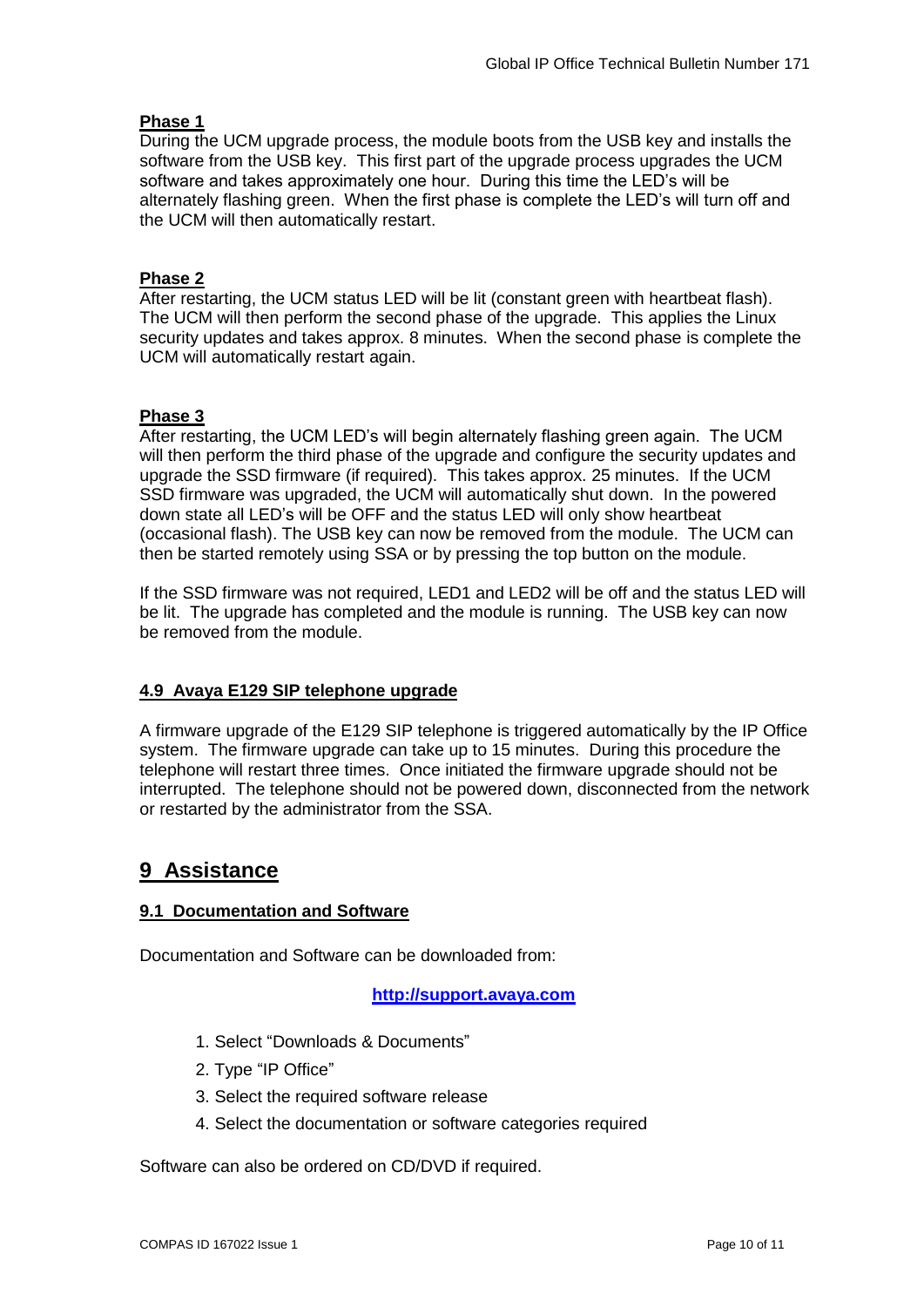**Phase 1**

During the UCM upgrade process, the module boots from the USB key and installs the software from the USB key. This first part of the upgrade process upgrades the UCM software and takes approximately one hour. During this time the LED's will be alternately flashing green. When the first phase is complete the LED's will turn off and the UCM will then automatically restart.

**Phase 2**

After restarting, the UCM status LED will be lit (constant green with heartbeat flash). The UCM will then perform the second phase of the upgrade. This applies the Linux security updates and takes approx. 8 minutes. When the second phase is complete the UCM will automatically restart again.

**Phase 3**

After restarting, the UCM LED's will begin alternately flashing green again. The UCM will then perform the third phase of the upgrade and configure the security updates and upgrade the SSD firmware (if required). This takes approx. 25 minutes. If the UCM SSD firmware was upgraded, the UCM will automatically shut down. In the powered down state all LED's will be OFF and the status LED will only show heartbeat (occasional flash). The USB key can now be removed from the module. The UCM can then be started remotely using SSA or by pressing the top button on the module.

If the SSD firmware was not required, LED1 and LED2 will be off and the status LED will be lit. The upgrade has completed and the module is running. The USB key can now be removed from the module.

### 4.9 Avaya E129 SIP telephone upgrade

A firmware upgrade of the E129 SIP telephone is triggered automatically by the IP Office system. The firmware upgrade can take up to 15 minutes. During this procedure the telephone will restart three times. Once initiated the firmware upgrade should not be interrupted. The telephone should not be powered down, disconnected from the network or restarted by the administrator from the SSA.

## 9 Assistance

### 9.1 Documentation and Software

Documentation and Software can be downloaded from:

**http://support.avaya.com**

1. Select "Downloads & Documents"
2. Type "IP Office"
3. Select the required software release
4. Select the documentation or software categories required

Software can also be ordered on CD/DVD if required.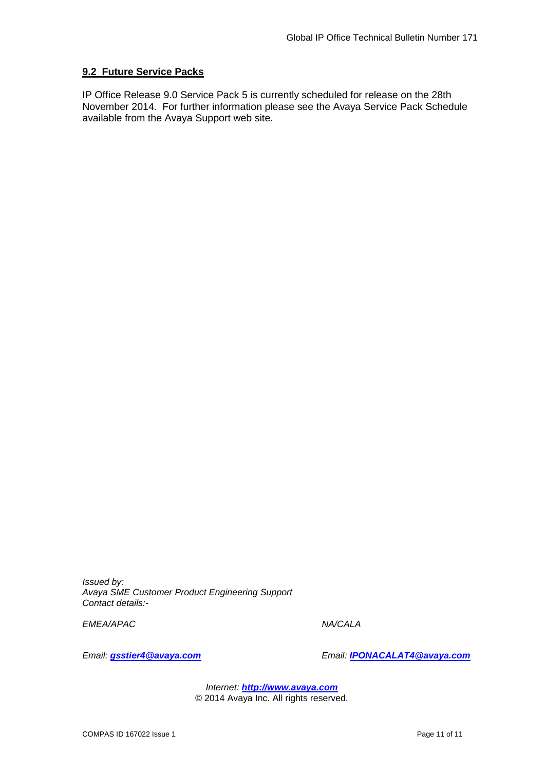### 9.2 Future Service Packs

IP Office Release 9.0 Service Pack 5 is currently scheduled for release on the 28th November 2014. For further information please see the Avaya Service Pack Schedule available from the Avaya Support web site.

*Issued by:*
*Avaya SME Customer Product Engineering Support*
*Contact details:-*

*EMEA/APAC*

*Email:* ***gsstier4@avaya.com***

*NA/CALA*

*Email:* ***IPONACALAT4@avaya.com***

*Internet:* ***http://www.avaya.com***
© 2014 Avaya Inc. All rights reserved.

COMPAS ID 167022 Issue 1